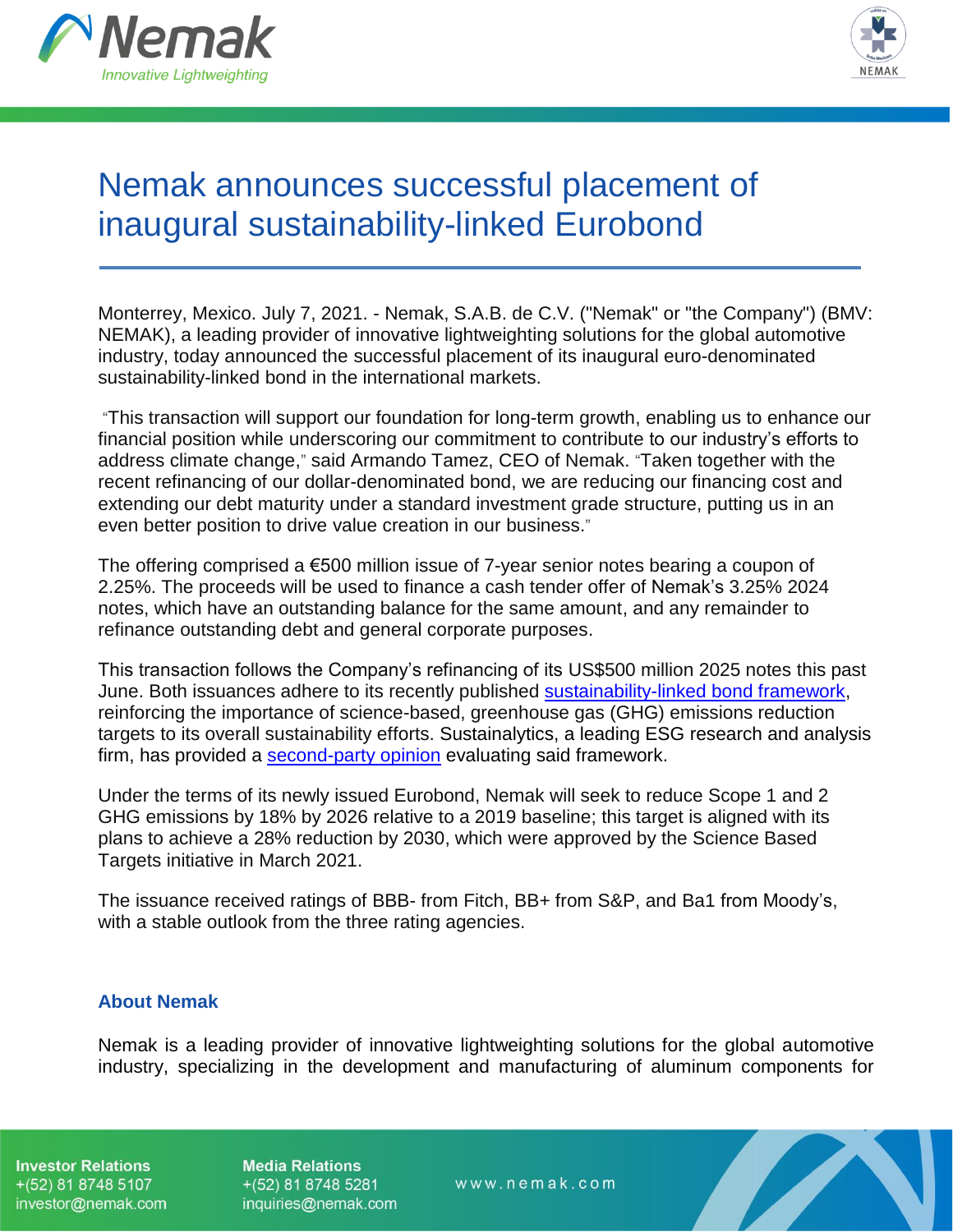# Nemak announces successful placement of inaugural sustainability-linked Eurobond

Monterrey, Mexico. July 7, 2021. - Nemak, S.A.B. de C.V. ("Nemak" or "the Company") (BMV: NEMAK), a leading provider of innovative lightweighting solutions for the global automotive industry, today announced the successful placement of its inaugural euro-denominated sustainability-linked bond in the international markets.

"This transaction will support our foundation for long-term growth, enabling us to enhance our financial position while underscoring our commitment to contribute to our industry's efforts to address climate change," said Armando Tamez, CEO of Nemak. "Taken together with the recent refinancing of our dollar-denominated bond, we are reducing our financing cost and extending our debt maturity under a standard investment grade structure, putting us in an even better position to drive value creation in our business."

The offering comprised a €500 million issue of 7-year senior notes bearing a coupon of 2.25%. The proceeds will be used to finance a cash tender offer of Nemak's 3.25% 2024 notes, which have an outstanding balance for the same amount, and any remainder to refinance outstanding debt and general corporate purposes.

This transaction follows the Company's refinancing of its US$500 million 2025 notes this past June. Both issuances adhere to its recently published sustainability-linked bond framework, reinforcing the importance of science-based, greenhouse gas (GHG) emissions reduction targets to its overall sustainability efforts. Sustainalytics, a leading ESG research and analysis firm, has provided a second-party opinion evaluating said framework.

Under the terms of its newly issued Eurobond, Nemak will seek to reduce Scope 1 and 2 GHG emissions by 18% by 2026 relative to a 2019 baseline; this target is aligned with its plans to achieve a 28% reduction by 2030, which were approved by the Science Based Targets initiative in March 2021.

The issuance received ratings of BBB- from Fitch, BB+ from S&P, and Ba1 from Moody's, with a stable outlook from the three rating agencies.

### About Nemak

Nemak is a leading provider of innovative lightweighting solutions for the global automotive industry, specializing in the development and manufacturing of aluminum components for

**Investor Relations**
+(52) 81 8748 5107
investor@nemak.com

**Media Relations**
+(52) 81 8748 5281
inquiries@nemak.com

www.nemak.com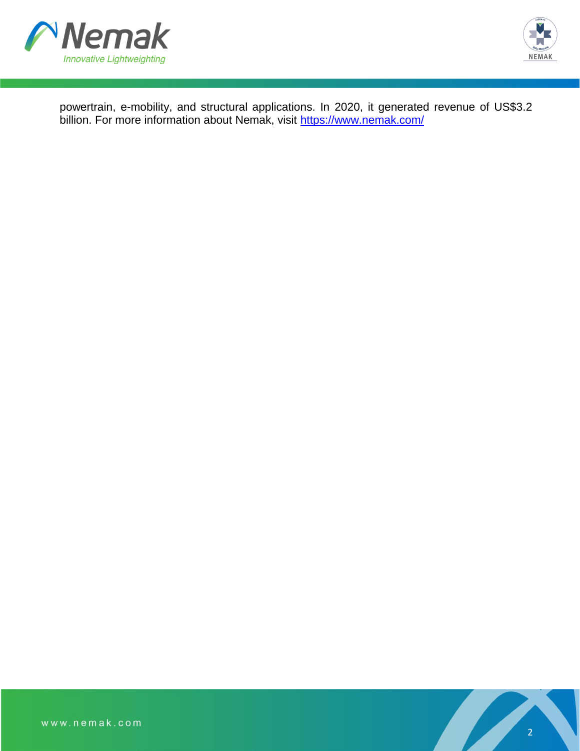powertrain, e-mobility, and structural applications. In 2020, it generated revenue of US$3.2 billion. For more information about Nemak, visit https://www.nemak.com/